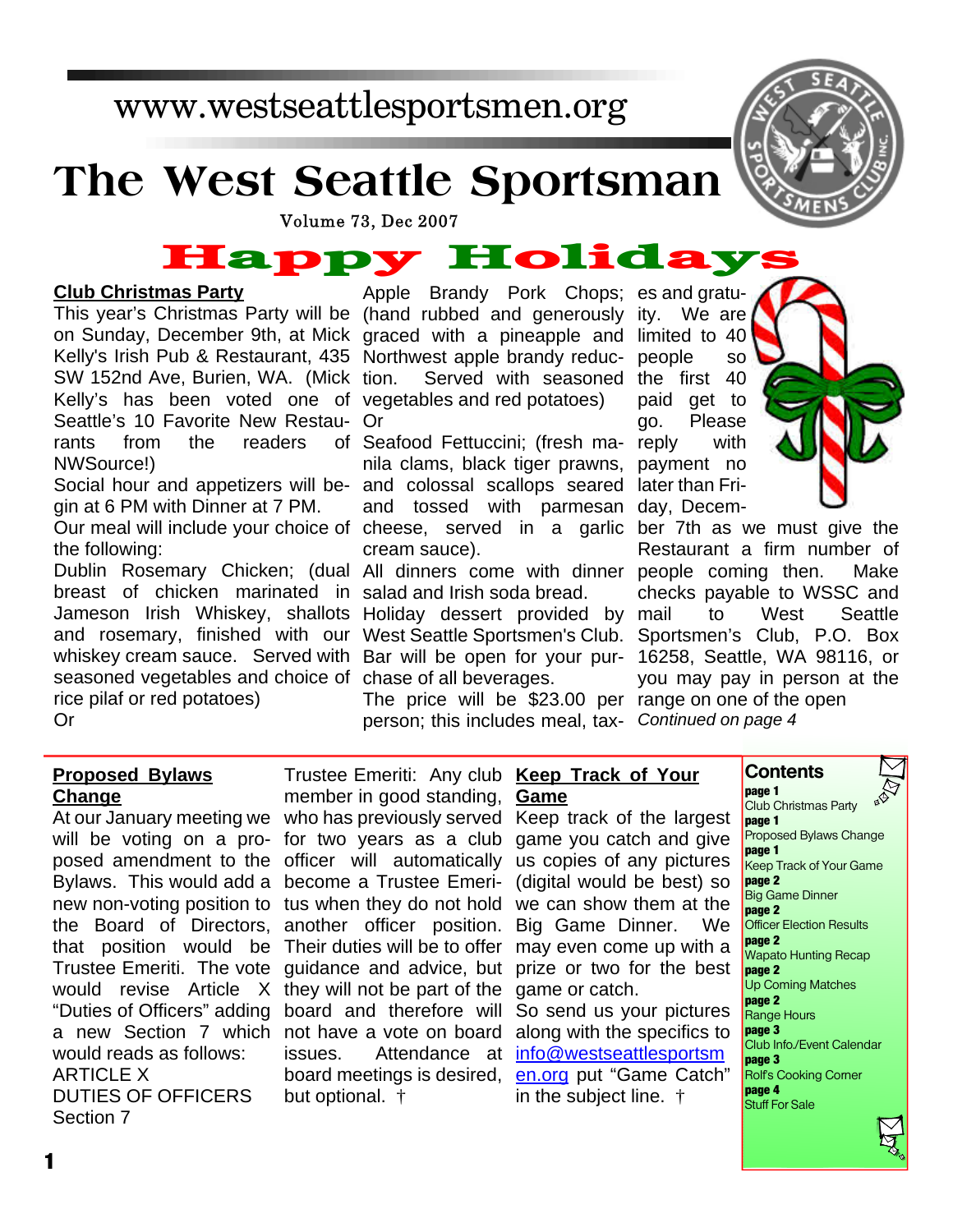www.westseattlesportsmen.org

# The West Seattle Sportsman

Volume 73, Dec 2007

# Happy Holidays

## Club Christmas Party

This year's Christmas Party will be on Sunday, December 9th, at Mick Kelly's Irish Pub & Restaurant, 435 SW 152nd Ave, Burien, WA. (Mick Kelly's has been voted one of Seattle's 10 Favorite New Restaurants from the readers of NWSource!)

Social hour and appetizers will begin at 6 PM with Dinner at 7 PM.

Our meal will include your choice of the following:

Dublin Rosemary Chicken; (dual breast of chicken marinated in Jameson Irish Whiskey, shallots and rosemary, finished with our whiskey cream sauce. Served with seasoned vegetables and choice of rice pilaf or red potatoes)

Or

Apple Brandy Pork Chops; (hand rubbed and generously graced with a pineapple and Northwest apple brandy reduction. Served with seasoned vegetables and red potatoes)

Or

Seafood Fettuccini; (fresh manila clams, black tiger prawns, and colossal scallops seared and tossed with parmesan cheese, served in a garlic cream sauce).

All dinners come with dinner salad and Irish soda bread.

Holiday dessert provided by West Seattle Sportsmen's Club.

Bar will be open for your purchase of all beverages.

The price will be $23.00 per person; this includes meal, taxes and gratuity. We are limited to 40 people so the first 40 paid get to go. Please reply with payment no later than Friday, December 7th as we must give the Restaurant a firm number of people coming then. Make checks payable to WSSC and mail to West Seattle Sportsmen's Club, P.O. Box 16258, Seattle, WA 98116, or you may pay in person at the range on one of the open

*Continued on page 4*

## Proposed Bylaws Change

At our January meeting we will be voting on a proposed amendment to the Bylaws. This would add a new non-voting position to the Board of Directors, that position would be Trustee Emeriti. The vote would revise Article X "Duties of Officers" adding a new Section 7 which would reads as follows:

ARTICLE X
DUTIES OF OFFICERS
Section 7

Trustee Emeriti: Any club member in good standing, who has previously served for two years as a club officer will automatically become a Trustee Emeritus when they do not hold another officer position. Their duties will be to offer guidance and advice, but they will not be part of the board and therefore will not have a vote on board issues. Attendance at board meetings is desired, but optional. †

## Keep Track of Your Game

Keep track of the largest game you catch and give us copies of any pictures (digital would be best) so we can show them at the Big Game Dinner. We may even come up with a prize or two for the best game or catch.

So send us your pictures along with the specifics to info@westseattlesportsmen.org put "Game Catch" in the subject line. †

## Contents

**page 1** Club Christmas Party
**page 1** Proposed Bylaws Change
**page 1** Keep Track of Your Game
**page 2** Big Game Dinner
**page 2** Officer Election Results
**page 2** Wapato Hunting Recap
**page 2** Up Coming Matches
**page 2** Range Hours
**page 3** Club Info./Event Calendar
**page 3** Rolf's Cooking Corner
**page 4** Stuff For Sale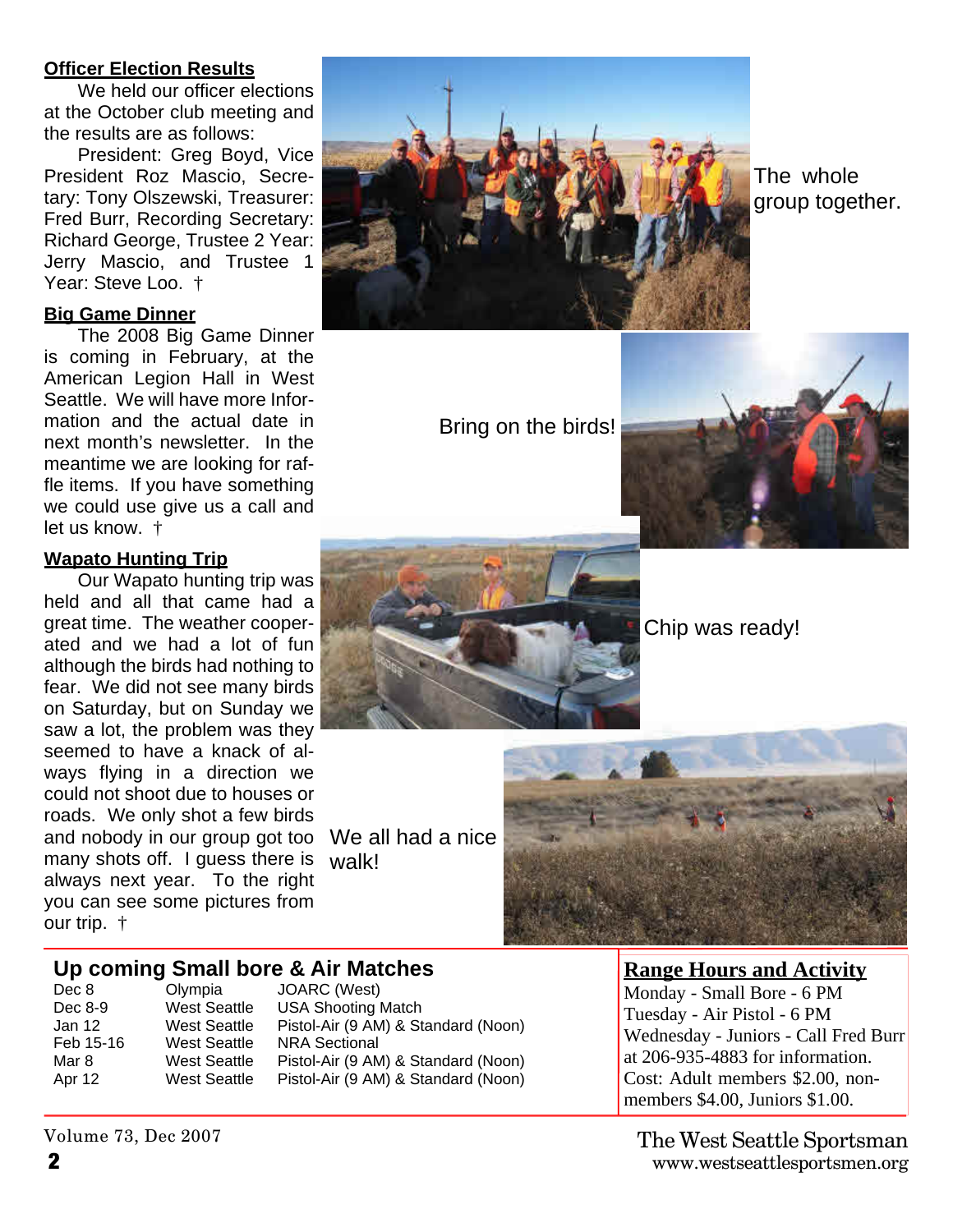## Officer Election Results

We held our officer elections at the October club meeting and the results are as follows:

President: Greg Boyd, Vice President Roz Mascio, Secretary: Tony Olszewski, Treasurer: Fred Burr, Recording Secretary: Richard George, Trustee 2 Year: Jerry Mascio, and Trustee 1 Year: Steve Loo. †

## Big Game Dinner

The 2008 Big Game Dinner is coming in February, at the American Legion Hall in West Seattle. We will have more Information and the actual date in next month's newsletter. In the meantime we are looking for raffle items. If you have something we could use give us a call and let us know. †

## Wapato Hunting Trip

Our Wapato hunting trip was held and all that came had a great time. The weather cooperated and we had a lot of fun although the birds had nothing to fear. We did not see many birds on Saturday, but on Sunday we saw a lot, the problem was they seemed to have a knack of always flying in a direction we could not shoot due to houses or roads. We only shot a few birds and nobody in our group got too many shots off. I guess there is always next year. To the right you can see some pictures from our trip. †

The whole group together.

Bring on the birds!

Chip was ready!

We all had a nice walk!

## Up coming Small bore & Air Matches

| Date | Location | Match |
|---|---|---|
| Dec 8 | Olympia | JOARC (West) |
| Dec 8-9 | West Seattle | USA Shooting Match |
| Jan 12 | West Seattle | Pistol-Air (9 AM) & Standard (Noon) |
| Feb 15-16 | West Seattle | NRA Sectional |
| Mar 8 | West Seattle | Pistol-Air (9 AM) & Standard (Noon) |
| Apr 12 | West Seattle | Pistol-Air (9 AM) & Standard (Noon) |

## Range Hours and Activity

Monday - Small Bore - 6 PM
Tuesday - Air Pistol - 6 PM
Wednesday - Juniors - Call Fred Burr at 206-935-4883 for information.
Cost: Adult members $2.00, non-members $4.00, Juniors $1.00.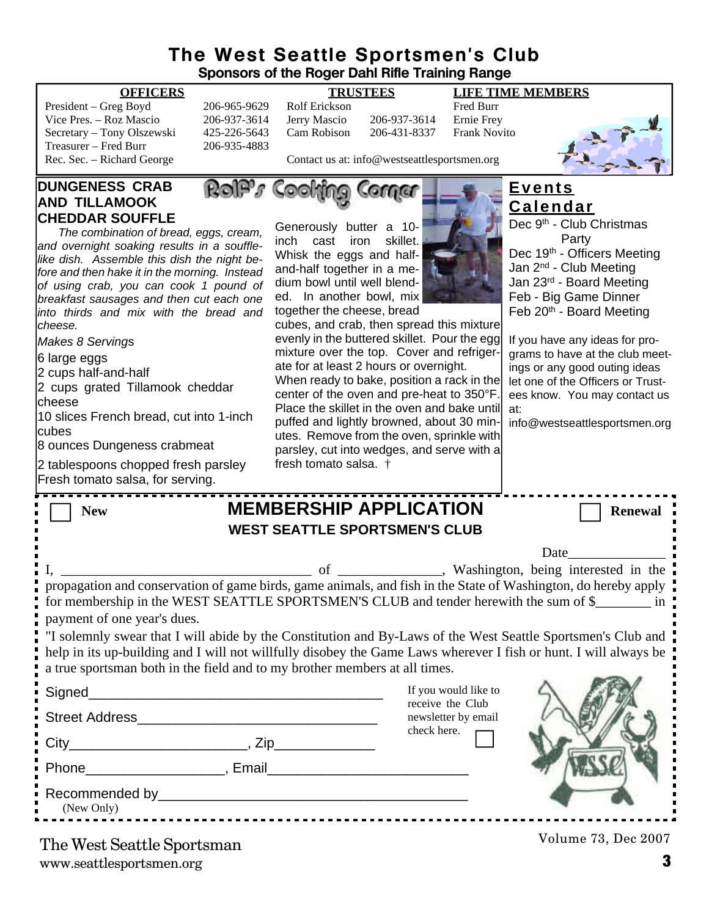# The West Seattle Sportsmen's Club

**Sponsors of the Roger Dahl Rifle Training Range**

| OFFICERS | | TRUSTEES | | LIFE TIME MEMBERS |
|---|---|---|---|---|
| President – Greg Boyd | 206-965-9629 | Rolf Erickson | | Fred Burr |
| Vice Pres. – Roz Mascio | 206-937-3614 | Jerry Mascio | 206-937-3614 | Ernie Frey |
| Secretary – Tony Olszewski | 425-226-5643 | Cam Robison | 206-431-8337 | Frank Novito |
| Treasurer – Fred Burr | 206-935-4883 | | | |
| Rec. Sec. – Richard George | | | | |

Contact us at: info@westseattlesportsmen.org

## Rolf's Cooking Corner

### DUNGENESS CRAB AND TILLAMOOK CHEDDAR SOUFFLE

*The combination of bread, eggs, cream, and overnight soaking results in a souffle-like dish. Assemble this dish the night before and then bake it in the morning. Instead of using crab, you can cook 1 pound of breakfast sausages and then cut each one into thirds and mix with the bread and cheese.*

*Makes 8 Servings*

6 large eggs
2 cups half-and-half
2 cups grated Tillamook cheddar cheese
10 slices French bread, cut into 1-inch cubes
8 ounces Dungeness crabmeat
2 tablespoons chopped fresh parsley
Fresh tomato salsa, for serving.

Generously butter a 10-inch cast iron skillet. Whisk the eggs and half-and-half together in a medium bowl until well blended. In another bowl, mix together the cheese, bread cubes, and crab, then spread this mixture evenly in the buttered skillet. Pour the egg mixture over the top. Cover and refrigerate for at least 2 hours or overnight. When ready to bake, position a rack in the center of the oven and pre-heat to 350°F. Place the skillet in the oven and bake until puffed and lightly browned, about 30 minutes. Remove from the oven, sprinkle with parsley, cut into wedges, and serve with a fresh tomato salsa. †

## Events Calendar

Dec 9th - Club Christmas Party
Dec 19th - Officers Meeting
Jan 2nd - Club Meeting
Jan 23rd - Board Meeting
Feb - Big Game Dinner
Feb 20th - Board Meeting

If you have any ideas for programs to have at the club meetings or any good outing ideas let one of the Officers or Trustees know. You may contact us at: info@westseattlesportsmen.org

## MEMBERSHIP APPLICATION

**WEST SEATTLE SPORTSMEN'S CLUB**

☐ New ☐ Renewal

Date______________

I, ____________________________________ of ______________, Washington, being interested in the propagation and conservation of game birds, game animals, and fish in the State of Washington, do hereby apply for membership in the WEST SEATTLE SPORTSMEN'S CLUB and tender herewith the sum of $________ in payment of one year's dues.

"I solemnly swear that I will abide by the Constitution and By-Laws of the West Seattle Sportsmen's Club and help in its up-building and I will not willfully disobey the Game Laws wherever I fish or hunt. I will always be a true sportsman both in the field and to my brother members at all times.

Signed_______________________________________

Street Address________________________________

City_______________________, Zip_____________

Phone__________________, Email_________________________

Recommended by________________________________________
(New Only)

If you would like to receive the Club newsletter by email check here. ☐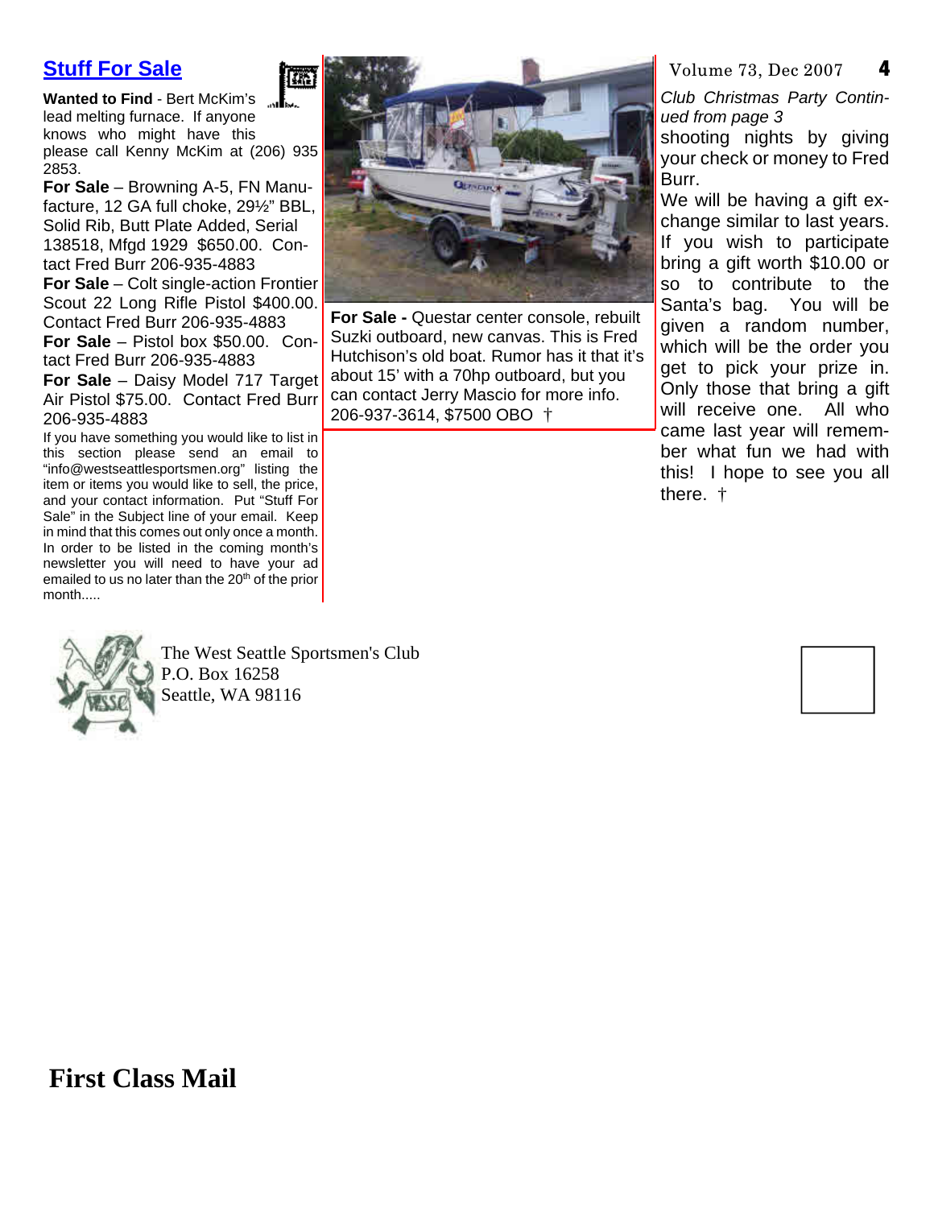## Stuff For Sale

**Wanted to Find** - Bert McKim's lead melting furnace. If anyone knows who might have this please call Kenny McKim at (206) 935 2853.

**For Sale** – Browning A-5, FN Manufacture, 12 GA full choke, 29½" BBL, Solid Rib, Butt Plate Added, Serial 138518, Mfgd 1929 $650.00. Contact Fred Burr 206-935-4883

**For Sale** – Colt single-action Frontier Scout 22 Long Rifle Pistol $400.00. Contact Fred Burr 206-935-4883

**For Sale** – Pistol box $50.00. Contact Fred Burr 206-935-4883

**For Sale** – Daisy Model 717 Target Air Pistol $75.00. Contact Fred Burr 206-935-4883

If you have something you would like to list in this section please send an email to "info@westseattlesportsmen.org" listing the item or items you would like to sell, the price, and your contact information. Put "Stuff For Sale" in the Subject line of your email. Keep in mind that this comes out only once a month. In order to be listed in the coming month's newsletter you will need to have your ad emailed to us no later than the 20th of the prior month.....

**For Sale -** Questar center console, rebuilt Suzki outboard, new canvas. This is Fred Hutchison's old boat. Rumor has it that it's about 15' with a 70hp outboard, but you can contact Jerry Mascio for more info. 206-937-3614, $7500 OBO †

*Club Christmas Party Continued from page 3*

shooting nights by giving your check or money to Fred Burr.

We will be having a gift exchange similar to last years. If you wish to participate bring a gift worth $10.00 or so to contribute to the Santa's bag. You will be given a random number, which will be the order you get to pick your prize in. Only those that bring a gift will receive one. All who came last year will remember what fun we had with this! I hope to see you all there. †

The West Seattle Sportsmen's Club
P.O. Box 16258
Seattle, WA 98116

**First Class Mail**